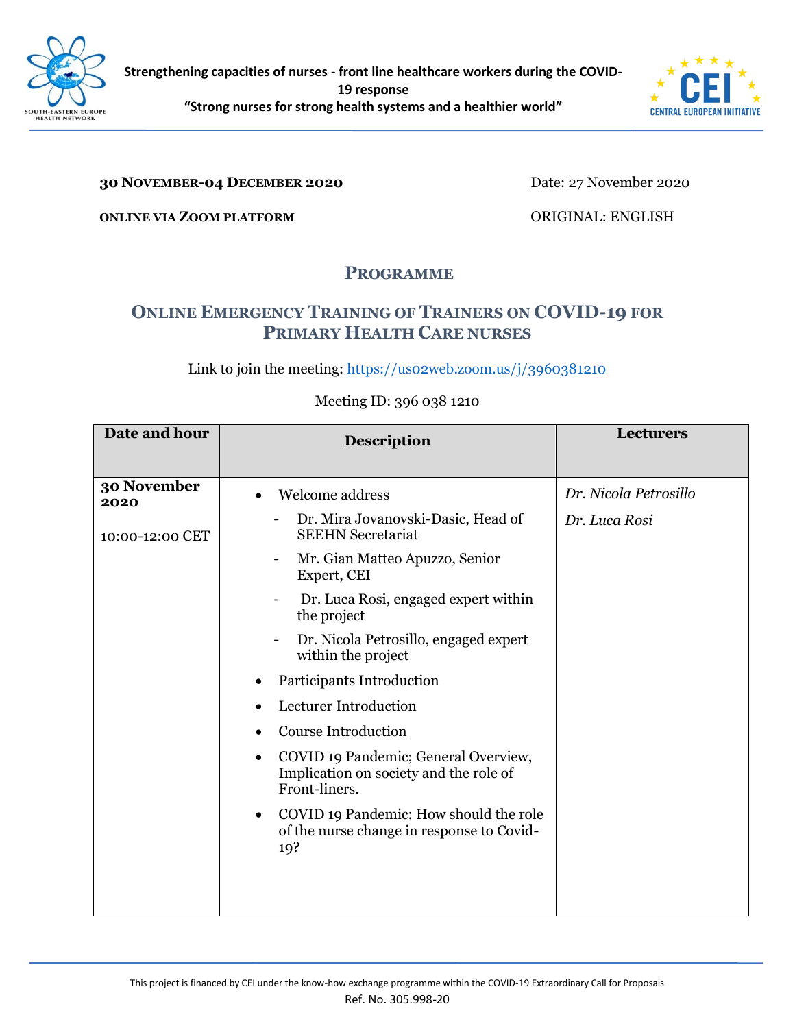**Strengthening capacities of nurses - front line healthcare workers during the COVID-19 response**
**"Strong nurses for strong health systems and a healthier world"**

**30 NOVEMBER-04 DECEMBER 2020** Date: 27 November 2020

**ONLINE VIA ZOOM PLATFORM** ORIGINAL: ENGLISH

# PROGRAMME

## ONLINE EMERGENCY TRAINING OF TRAINERS ON COVID-19 FOR PRIMARY HEALTH CARE NURSES

Link to join the meeting: https://us02web.zoom.us/j/3960381210

Meeting ID: 396 038 1210

| Date and hour | Description | Lecturers |
|---|---|---|
| **30 November 2020**<br><br>10:00-12:00 CET | • Welcome address<br>- Dr. Mira Jovanovski-Dasic, Head of SEEHN Secretariat<br>- Mr. Gian Matteo Apuzzo, Senior Expert, CEI<br>- Dr. Luca Rosi, engaged expert within the project<br>- Dr. Nicola Petrosillo, engaged expert within the project<br>• Participants Introduction<br>• Lecturer Introduction<br>• Course Introduction<br>• COVID 19 Pandemic; General Overview, Implication on society and the role of Front-liners.<br>• COVID 19 Pandemic: How should the role of the nurse change in response to Covid-19? | *Dr. Nicola Petrosillo*<br><br>*Dr. Luca Rosi* |

This project is financed by CEI under the know-how exchange programme within the COVID-19 Extraordinary Call for Proposals
Ref. No. 305.998-20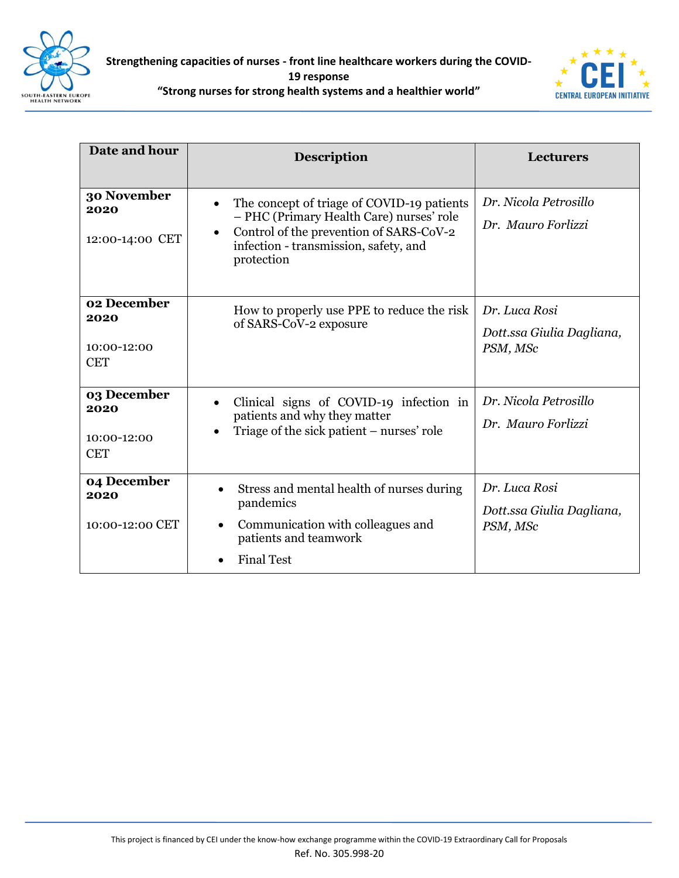| Date and hour | Description | Lecturers |
|---|---|---|
| **30 November 2020**<br><br>12:00-14:00 CET | • The concept of triage of COVID-19 patients – PHC (Primary Health Care) nurses' role<br>• Control of the prevention of SARS-CoV-2 infection - transmission, safety, and protection | *Dr. Nicola Petrosillo*<br>*Dr. Mauro Forlizzi* |
| **02 December 2020**<br><br>10:00-12:00 CET | How to properly use PPE to reduce the risk of SARS-CoV-2 exposure | *Dr. Luca Rosi*<br>*Dott.ssa Giulia Dagliana, PSM, MSc* |
| **03 December 2020**<br><br>10:00-12:00 CET | • Clinical signs of COVID-19 infection in patients and why they matter<br>• Triage of the sick patient – nurses' role | *Dr. Nicola Petrosillo*<br>*Dr. Mauro Forlizzi* |
| **04 December 2020**<br><br>10:00-12:00 CET | • Stress and mental health of nurses during pandemics<br>• Communication with colleagues and patients and teamwork<br>• Final Test | *Dr. Luca Rosi*<br>*Dott.ssa Giulia Dagliana, PSM, MSc* |